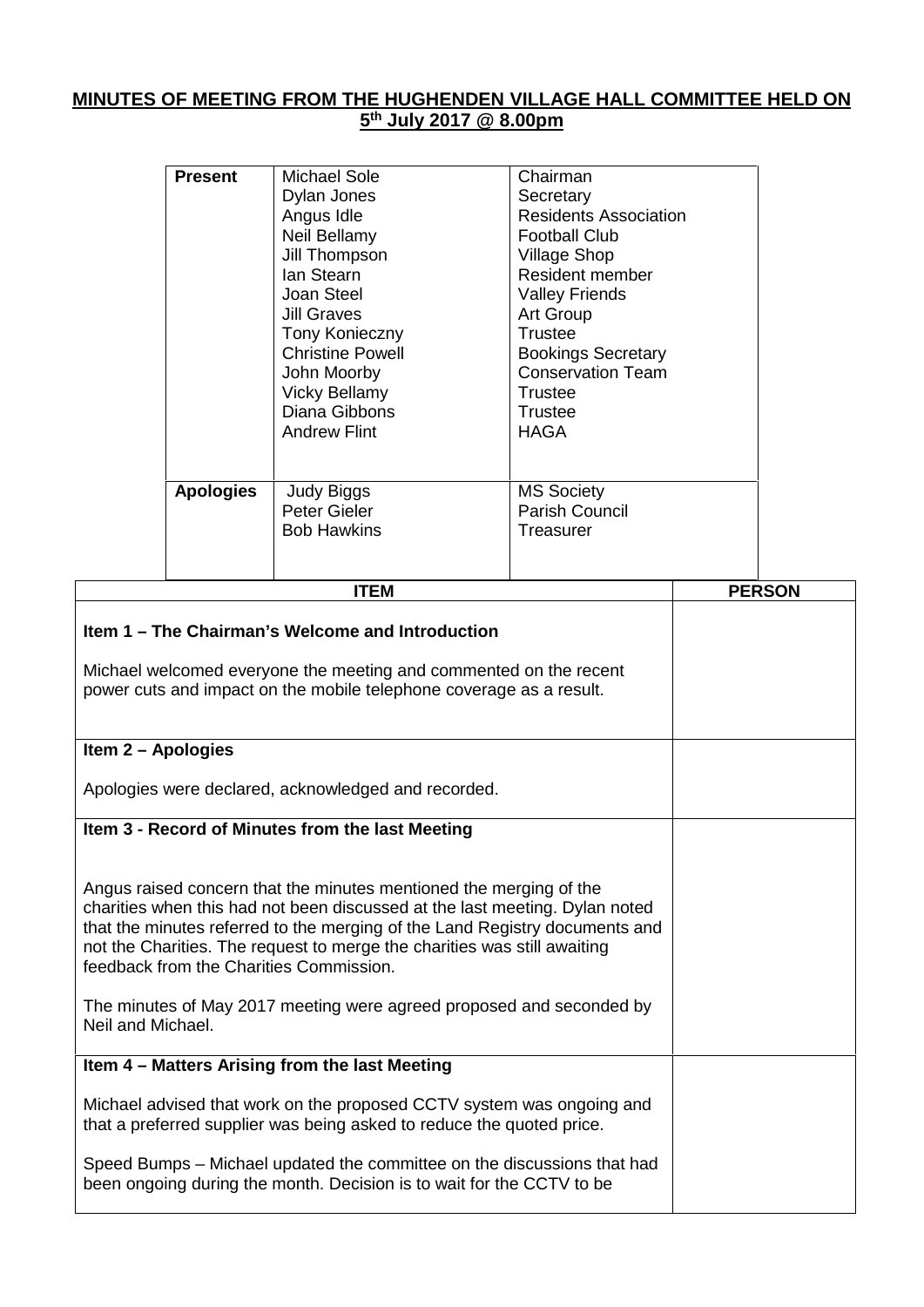# MINUTES OF MEETING FROM THE HUGHENDEN VILLAGE HALL COMMITTEE HELD ON 5th July 2017 @ 8.00pm

| | | |
|---|---|---|
| **Present** | Michael Sole | Chairman |
| | Dylan Jones | Secretary |
| | Angus Idle | Residents Association |
| | Neil Bellamy | Football Club |
| | Jill Thompson | Village Shop |
| | Ian Stearn | Resident member |
| | Joan Steel | Valley Friends |
| | Jill Graves | Art Group |
| | Tony Konieczny | Trustee |
| | Christine Powell | Bookings Secretary |
| | John Moorby | Conservation Team |
| | Vicky Bellamy | Trustee |
| | Diana Gibbons | Trustee |
| | Andrew Flint | HAGA |
| **Apologies** | Judy Biggs | MS Society |
| | Peter Gieler | Parish Council |
| | Bob Hawkins | Treasurer |

| ITEM | PERSON |
|---|---|
| **Item 1 – The Chairman's Welcome and Introduction**<br><br>Michael welcomed everyone the meeting and commented on the recent power cuts and impact on the mobile telephone coverage as a result. | |
| **Item 2 – Apologies**<br><br>Apologies were declared, acknowledged and recorded. | |
| **Item 3 - Record of Minutes from the last Meeting**<br><br>Angus raised concern that the minutes mentioned the merging of the charities when this had not been discussed at the last meeting. Dylan noted that the minutes referred to the merging of the Land Registry documents and not the Charities. The request to merge the charities was still awaiting feedback from the Charities Commission.<br><br>The minutes of May 2017 meeting were agreed proposed and seconded by Neil and Michael. | |
| **Item 4 – Matters Arising from the last Meeting**<br><br>Michael advised that work on the proposed CCTV system was ongoing and that a preferred supplier was being asked to reduce the quoted price.<br><br>Speed Bumps – Michael updated the committee on the discussions that had been ongoing during the month. Decision is to wait for the CCTV to be | |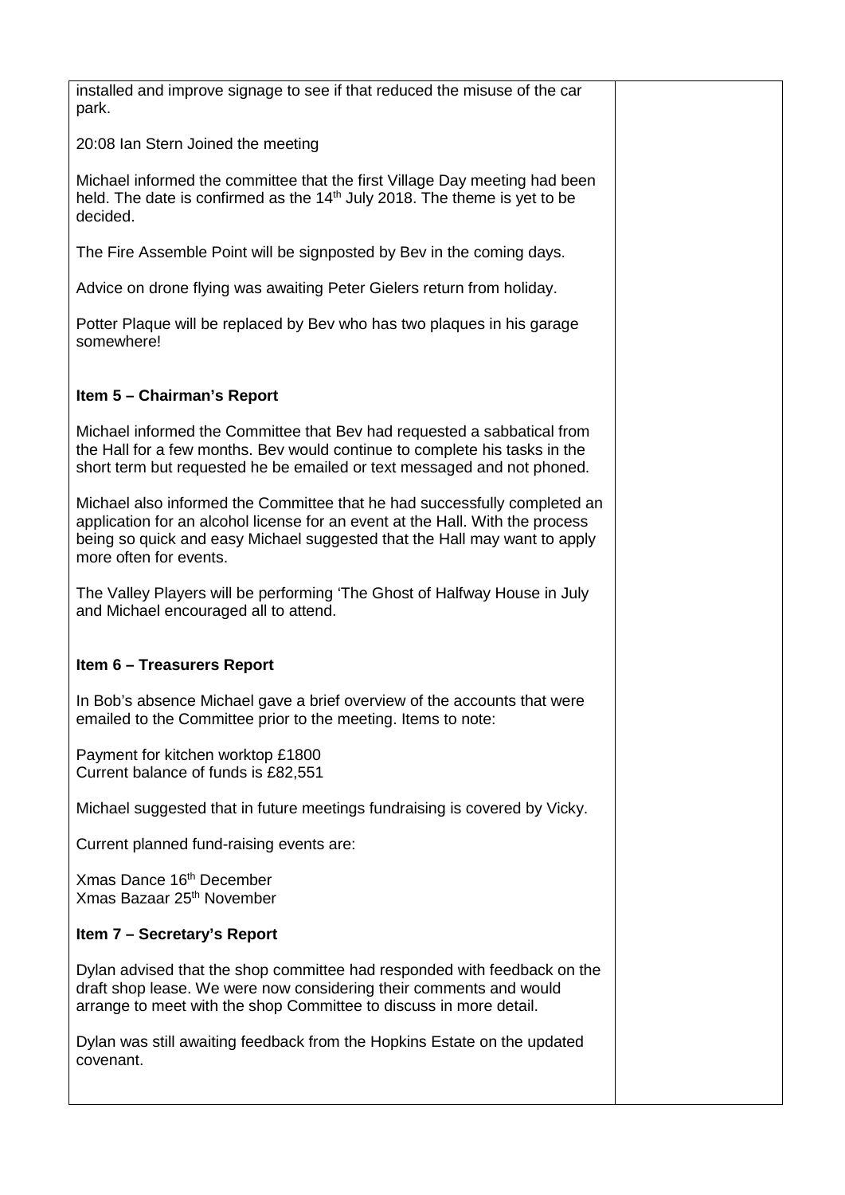installed and improve signage to see if that reduced the misuse of the car park.

20:08 Ian Stern Joined the meeting

Michael informed the committee that the first Village Day meeting had been held. The date is confirmed as the 14th July 2018. The theme is yet to be decided.

The Fire Assemble Point will be signposted by Bev in the coming days.

Advice on drone flying was awaiting Peter Gielers return from holiday.

Potter Plaque will be replaced by Bev who has two plaques in his garage somewhere!

**Item 5 – Chairman's Report**

Michael informed the Committee that Bev had requested a sabbatical from the Hall for a few months. Bev would continue to complete his tasks in the short term but requested he be emailed or text messaged and not phoned.

Michael also informed the Committee that he had successfully completed an application for an alcohol license for an event at the Hall. With the process being so quick and easy Michael suggested that the Hall may want to apply more often for events.

The Valley Players will be performing 'The Ghost of Halfway House in July and Michael encouraged all to attend.

**Item 6 – Treasurers Report**

In Bob's absence Michael gave a brief overview of the accounts that were emailed to the Committee prior to the meeting. Items to note:

Payment for kitchen worktop £1800
Current balance of funds is £82,551

Michael suggested that in future meetings fundraising is covered by Vicky.

Current planned fund-raising events are:

Xmas Dance 16th December
Xmas Bazaar 25th November

**Item 7 – Secretary's Report**

Dylan advised that the shop committee had responded with feedback on the draft shop lease. We were now considering their comments and would arrange to meet with the shop Committee to discuss in more detail.

Dylan was still awaiting feedback from the Hopkins Estate on the updated covenant.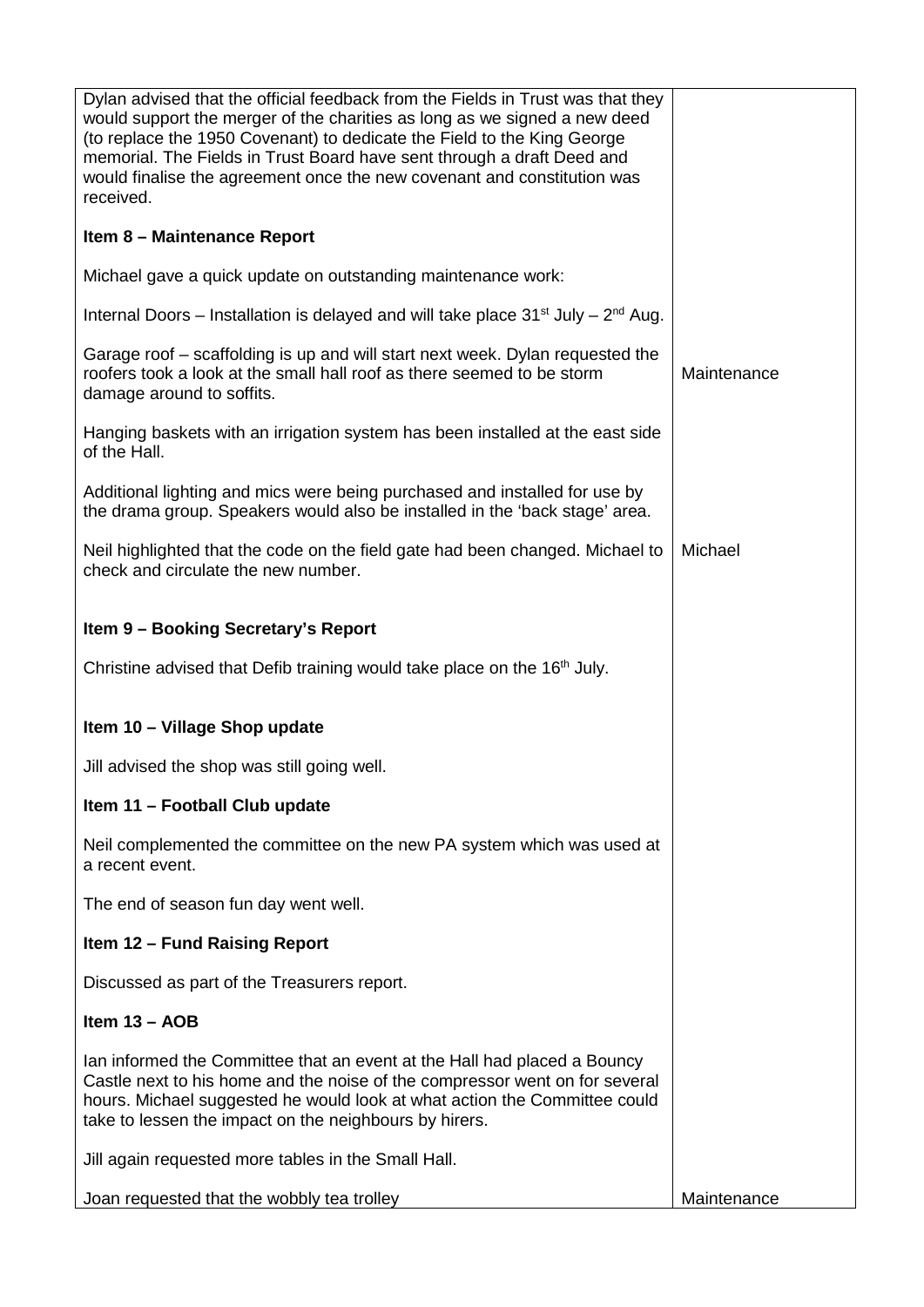| | |
|---|---|
| Dylan advised that the official feedback from the Fields in Trust was that they would support the merger of the charities as long as we signed a new deed (to replace the 1950 Covenant) to dedicate the Field to the King George memorial. The Fields in Trust Board have sent through a draft Deed and would finalise the agreement once the new covenant and constitution was received. | |
| **Item 8 – Maintenance Report** | |
| Michael gave a quick update on outstanding maintenance work: | |
| Internal Doors – Installation is delayed and will take place 31st July – 2nd Aug. | |
| Garage roof – scaffolding is up and will start next week. Dylan requested the roofers took a look at the small hall roof as there seemed to be storm damage around to soffits. | Maintenance |
| Hanging baskets with an irrigation system has been installed at the east side of the Hall. | |
| Additional lighting and mics were being purchased and installed for use by the drama group. Speakers would also be installed in the 'back stage' area. | |
| Neil highlighted that the code on the field gate had been changed. Michael to check and circulate the new number. | Michael |
| **Item 9 – Booking Secretary's Report** | |
| Christine advised that Defib training would take place on the 16th July. | |
| **Item 10 – Village Shop update** | |
| Jill advised the shop was still going well. | |
| **Item 11 – Football Club update** | |
| Neil complemented the committee on the new PA system which was used at a recent event. | |
| The end of season fun day went well. | |
| **Item 12 – Fund Raising Report** | |
| Discussed as part of the Treasurers report. | |
| **Item 13 – AOB** | |
| Ian informed the Committee that an event at the Hall had placed a Bouncy Castle next to his home and the noise of the compressor went on for several hours. Michael suggested he would look at what action the Committee could take to lessen the impact on the neighbours by hirers. | |
| Jill again requested more tables in the Small Hall. | |
| Joan requested that the wobbly tea trolley | Maintenance |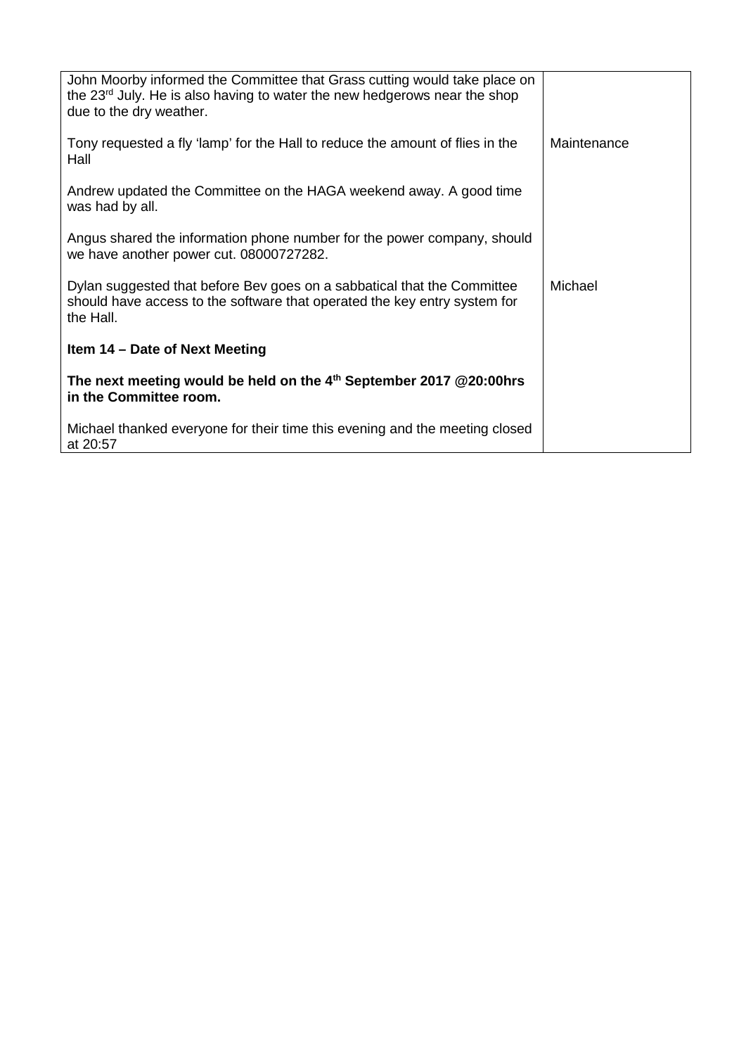| | |
|---|---|
| John Moorby informed the Committee that Grass cutting would take place on the 23rd July. He is also having to water the new hedgerows near the shop due to the dry weather. | |
| Tony requested a fly 'lamp' for the Hall to reduce the amount of flies in the Hall | Maintenance |
| Andrew updated the Committee on the HAGA weekend away. A good time was had by all. | |
| Angus shared the information phone number for the power company, should we have another power cut. 08000727282. | |
| Dylan suggested that before Bev goes on a sabbatical that the Committee should have access to the software that operated the key entry system for the Hall. | Michael |
| **Item 14 – Date of Next Meeting** | |
| **The next meeting would be held on the 4th September 2017 @20:00hrs in the Committee room.** | |
| Michael thanked everyone for their time this evening and the meeting closed at 20:57 | |